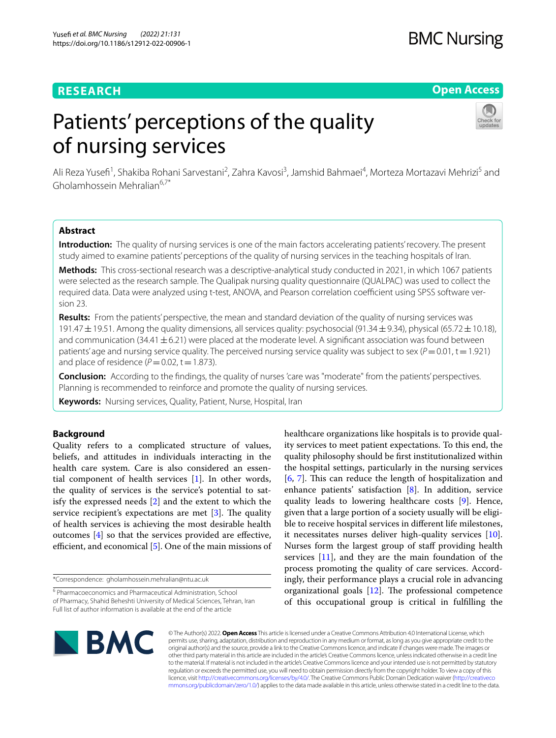**RESEARCH** **Open Access**

# Patients' perceptions of the quality of nursing services

Ali Reza Yusefi[1], Shakiba Rohani Sarvestani[2], Zahra Kavosi[3], Jamshid Bahmaei[4], Morteza Mortazavi Mehrizi[5] and Gholamhossein Mehralian[6,7*]

## Abstract

**Introduction:** The quality of nursing services is one of the main factors accelerating patients' recovery. The present study aimed to examine patients' perceptions of the quality of nursing services in the teaching hospitals of Iran.

**Methods:** This cross-sectional research was a descriptive-analytical study conducted in 2021, in which 1067 patients were selected as the research sample. The Qualipak nursing quality questionnaire (QUALPAC) was used to collect the required data. Data were analyzed using t-test, ANOVA, and Pearson correlation coefficient using SPSS software version 23.

**Results:** From the patients' perspective, the mean and standard deviation of the quality of nursing services was $191.47 \pm 19.51$. Among the quality dimensions, all services quality: psychosocial ($91.34 \pm 9.34$), physical ($65.72 \pm 10.18$), and communication ($34.41 \pm 6.21$) were placed at the moderate level. A significant association was found between patients' age and nursing service quality. The perceived nursing service quality was subject to sex ($P = 0.01$, $t = 1.921$) and place of residence ($P = 0.02$, $t = 1.873$).

**Conclusion:** According to the findings, the quality of nurses 'care was "moderate" from the patients' perspectives. Planning is recommended to reinforce and promote the quality of nursing services.

**Keywords:** Nursing services, Quality, Patient, Nurse, Hospital, Iran

## Background

Quality refers to a complicated structure of values, beliefs, and attitudes in individuals interacting in the health care system. Care is also considered an essential component of health services [1]. In other words, the quality of services is the service's potential to satisfy the expressed needs [2] and the extent to which the service recipient's expectations are met [3]. The quality of health services is achieving the most desirable health outcomes [4] so that the services provided are effective, efficient, and economical [5]. One of the main missions of healthcare organizations like hospitals is to provide quality services to meet patient expectations. To this end, the quality philosophy should be first institutionalized within the hospital settings, particularly in the nursing services [6, 7]. This can reduce the length of hospitalization and enhance patients' satisfaction [8]. In addition, service quality leads to lowering healthcare costs [9]. Hence, given that a large portion of a society usually will be eligible to receive hospital services in different life milestones, it necessitates nurses deliver high-quality services [10]. Nurses form the largest group of staff providing health services [11], and they are the main foundation of the process promoting the quality of care services. Accordingly, their performance plays a crucial role in advancing organizational goals [12]. The professional competence of this occupational group is critical in fulfilling the

*Correspondence: gholamhossein.mehralian@ntu.ac.uk

[6] Pharmacoeconomics and Pharmaceutical Administration, School of Pharmacy, Shahid Beheshti University of Medical Sciences, Tehran, Iran

Full list of author information is available at the end of the article

© The Author(s) 2022. **Open Access** This article is licensed under a Creative Commons Attribution 4.0 International License, which permits use, sharing, adaptation, distribution and reproduction in any medium or format, as long as you give appropriate credit to the original author(s) and the source, provide a link to the Creative Commons licence, and indicate if changes were made. The images or other third party material in this article are included in the article's Creative Commons licence, unless indicated otherwise in a credit line to the material. If material is not included in the article's Creative Commons licence and your intended use is not permitted by statutory regulation or exceeds the permitted use, you will need to obtain permission directly from the copyright holder. To view a copy of this licence, visit http://creativecommons.org/licenses/by/4.0/. The Creative Commons Public Domain Dedication waiver (http://creativecommons.org/publicdomain/zero/1.0/) applies to the data made available in this article, unless otherwise stated in a credit line to the data.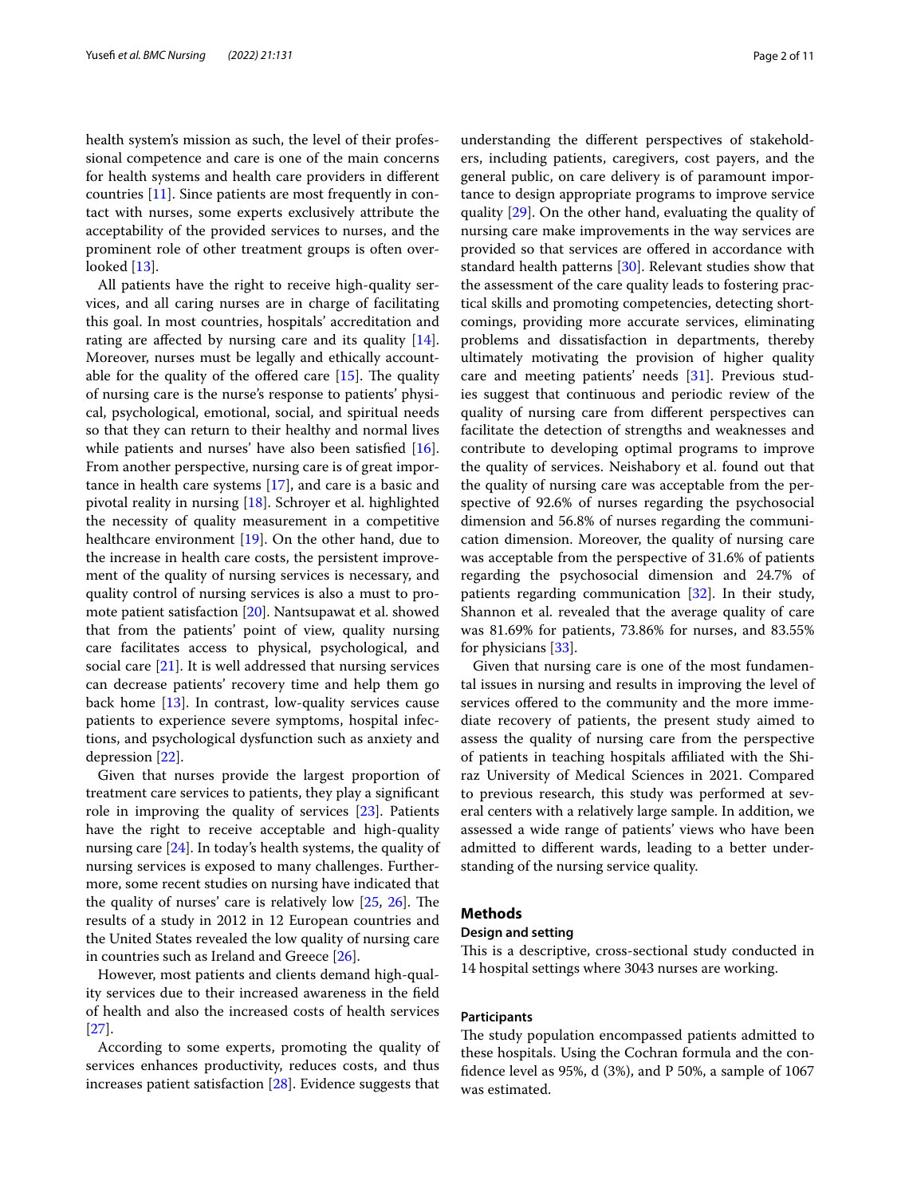health system's mission as such, the level of their professional competence and care is one of the main concerns for health systems and health care providers in different countries [11]. Since patients are most frequently in contact with nurses, some experts exclusively attribute the acceptability of the provided services to nurses, and the prominent role of other treatment groups is often overlooked [13].

All patients have the right to receive high-quality services, and all caring nurses are in charge of facilitating this goal. In most countries, hospitals' accreditation and rating are affected by nursing care and its quality [14]. Moreover, nurses must be legally and ethically accountable for the quality of the offered care [15]. The quality of nursing care is the nurse's response to patients' physical, psychological, emotional, social, and spiritual needs so that they can return to their healthy and normal lives while patients and nurses' have also been satisfied [16]. From another perspective, nursing care is of great importance in health care systems [17], and care is a basic and pivotal reality in nursing [18]. Schroyer et al. highlighted the necessity of quality measurement in a competitive healthcare environment [19]. On the other hand, due to the increase in health care costs, the persistent improvement of the quality of nursing services is necessary, and quality control of nursing services is also a must to promote patient satisfaction [20]. Nantsupawat et al. showed that from the patients' point of view, quality nursing care facilitates access to physical, psychological, and social care [21]. It is well addressed that nursing services can decrease patients' recovery time and help them go back home [13]. In contrast, low-quality services cause patients to experience severe symptoms, hospital infections, and psychological dysfunction such as anxiety and depression [22].

Given that nurses provide the largest proportion of treatment care services to patients, they play a significant role in improving the quality of services [23]. Patients have the right to receive acceptable and high-quality nursing care [24]. In today's health systems, the quality of nursing services is exposed to many challenges. Furthermore, some recent studies on nursing have indicated that the quality of nurses' care is relatively low [25, 26]. The results of a study in 2012 in 12 European countries and the United States revealed the low quality of nursing care in countries such as Ireland and Greece [26].

However, most patients and clients demand high-quality services due to their increased awareness in the field of health and also the increased costs of health services [27].

According to some experts, promoting the quality of services enhances productivity, reduces costs, and thus increases patient satisfaction [28]. Evidence suggests that understanding the different perspectives of stakeholders, including patients, caregivers, cost payers, and the general public, on care delivery is of paramount importance to design appropriate programs to improve service quality [29]. On the other hand, evaluating the quality of nursing care make improvements in the way services are provided so that services are offered in accordance with standard health patterns [30]. Relevant studies show that the assessment of the care quality leads to fostering practical skills and promoting competencies, detecting shortcomings, providing more accurate services, eliminating problems and dissatisfaction in departments, thereby ultimately motivating the provision of higher quality care and meeting patients' needs [31]. Previous studies suggest that continuous and periodic review of the quality of nursing care from different perspectives can facilitate the detection of strengths and weaknesses and contribute to developing optimal programs to improve the quality of services. Neishabory et al. found out that the quality of nursing care was acceptable from the perspective of 92.6% of nurses regarding the psychosocial dimension and 56.8% of nurses regarding the communication dimension. Moreover, the quality of nursing care was acceptable from the perspective of 31.6% of patients regarding the psychosocial dimension and 24.7% of patients regarding communication [32]. In their study, Shannon et al. revealed that the average quality of care was 81.69% for patients, 73.86% for nurses, and 83.55% for physicians [33].

Given that nursing care is one of the most fundamental issues in nursing and results in improving the level of services offered to the community and the more immediate recovery of patients, the present study aimed to assess the quality of nursing care from the perspective of patients in teaching hospitals affiliated with the Shiraz University of Medical Sciences in 2021. Compared to previous research, this study was performed at several centers with a relatively large sample. In addition, we assessed a wide range of patients' views who have been admitted to different wards, leading to a better understanding of the nursing service quality.

## Methods

### Design and setting

This is a descriptive, cross-sectional study conducted in 14 hospital settings where 3043 nurses are working.

### Participants

The study population encompassed patients admitted to these hospitals. Using the Cochran formula and the confidence level as 95%, d (3%), and P 50%, a sample of 1067 was estimated.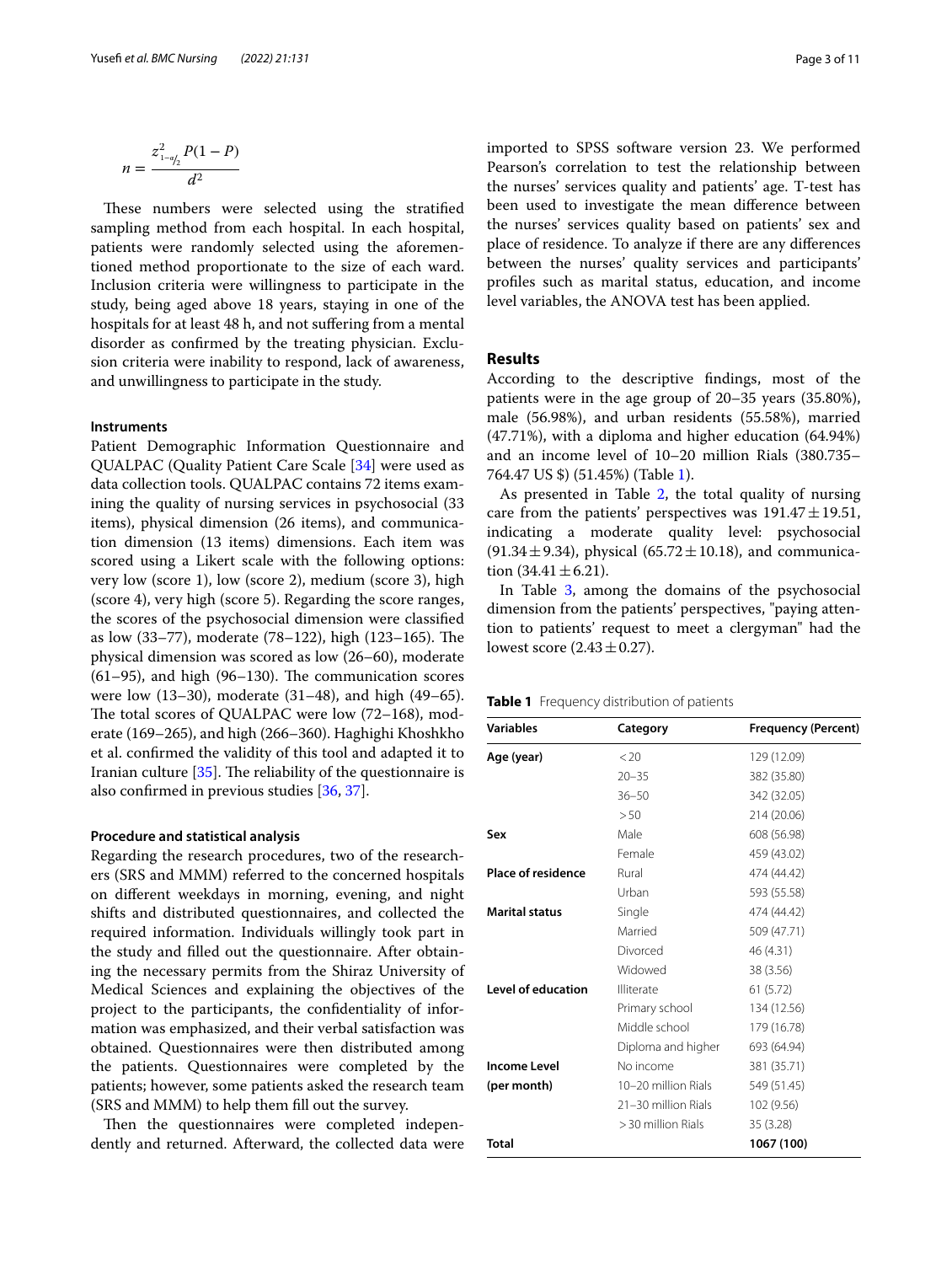$$n = \frac{z^2_{1-\alpha/2} P(1-P)}{d^2}$$

These numbers were selected using the stratified sampling method from each hospital. In each hospital, patients were randomly selected using the aforementioned method proportionate to the size of each ward. Inclusion criteria were willingness to participate in the study, being aged above 18 years, staying in one of the hospitals for at least 48 h, and not suffering from a mental disorder as confirmed by the treating physician. Exclusion criteria were inability to respond, lack of awareness, and unwillingness to participate in the study.

### Instruments

Patient Demographic Information Questionnaire and QUALPAC (Quality Patient Care Scale [34] were used as data collection tools. QUALPAC contains 72 items examining the quality of nursing services in psychosocial (33 items), physical dimension (26 items), and communication dimension (13 items) dimensions. Each item was scored using a Likert scale with the following options: very low (score 1), low (score 2), medium (score 3), high (score 4), very high (score 5). Regarding the score ranges, the scores of the psychosocial dimension were classified as low (33–77), moderate (78–122), high (123–165). The physical dimension was scored as low (26–60), moderate (61–95), and high (96–130). The communication scores were low (13–30), moderate (31–48), and high (49–65). The total scores of QUALPAC were low (72–168), moderate (169–265), and high (266–360). Haghighi Khoshkho et al. confirmed the validity of this tool and adapted it to Iranian culture [35]. The reliability of the questionnaire is also confirmed in previous studies [36, 37].

### Procedure and statistical analysis

Regarding the research procedures, two of the researchers (SRS and MMM) referred to the concerned hospitals on different weekdays in morning, evening, and night shifts and distributed questionnaires, and collected the required information. Individuals willingly took part in the study and filled out the questionnaire. After obtaining the necessary permits from the Shiraz University of Medical Sciences and explaining the objectives of the project to the participants, the confidentiality of information was emphasized, and their verbal satisfaction was obtained. Questionnaires were then distributed among the patients. Questionnaires were completed by the patients; however, some patients asked the research team (SRS and MMM) to help them fill out the survey.

Then the questionnaires were completed independently and returned. Afterward, the collected data were imported to SPSS software version 23. We performed Pearson's correlation to test the relationship between the nurses' services quality and patients' age. T-test has been used to investigate the mean difference between the nurses' services quality based on patients' sex and place of residence. To analyze if there are any differences between the nurses' quality services and participants' profiles such as marital status, education, and income level variables, the ANOVA test has been applied.

## Results

According to the descriptive findings, most of the patients were in the age group of 20–35 years (35.80%), male (56.98%), and urban residents (55.58%), married (47.71%), with a diploma and higher education (64.94%) and an income level of 10–20 million Rials (380.735–764.47 US $) (51.45%) (Table 1).

As presented in Table 2, the total quality of nursing care from the patients' perspectives was $191.47 \pm 19.51$, indicating a moderate quality level: psychosocial ($91.34 \pm 9.34$), physical ($65.72 \pm 10.18$), and communication ($34.41 \pm 6.21$).

In Table 3, among the domains of the psychosocial dimension from the patients' perspectives, "paying attention to patients' request to meet a clergyman" had the lowest score ($2.43 \pm 0.27$).

**Table 1** Frequency distribution of patients

| Variables | Category | Frequency (Percent) |
|---|---|---|
| **Age (year)** | < 20 | 129 (12.09) |
| | 20–35 | 382 (35.80) |
| | 36–50 | 342 (32.05) |
| | > 50 | 214 (20.06) |
| **Sex** | Male | 608 (56.98) |
| | Female | 459 (43.02) |
| **Place of residence** | Rural | 474 (44.42) |
| | Urban | 593 (55.58) |
| **Marital status** | Single | 474 (44.42) |
| | Married | 509 (47.71) |
| | Divorced | 46 (4.31) |
| | Widowed | 38 (3.56) |
| **Level of education** | Illiterate | 61 (5.72) |
| | Primary school | 134 (12.56) |
| | Middle school | 179 (16.78) |
| | Diploma and higher | 693 (64.94) |
| **Income Level (per month)** | No income | 381 (35.71) |
| | 10–20 million Rials | 549 (51.45) |
| | 21–30 million Rials | 102 (9.56) |
| | > 30 million Rials | 35 (3.28) |
| **Total** | | **1067 (100)** |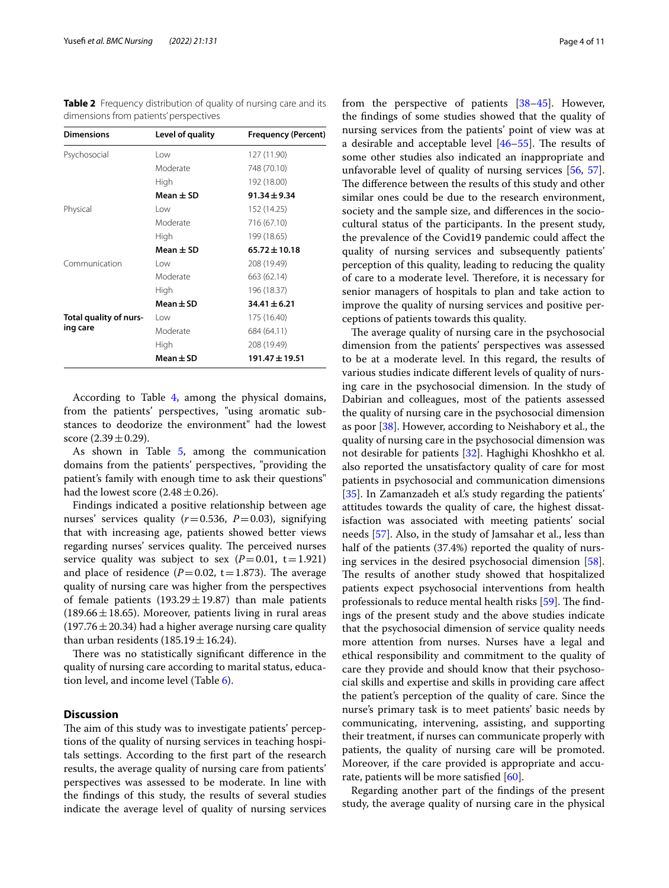**Table 2** Frequency distribution of quality of nursing care and its dimensions from patients' perspectives

| Dimensions | Level of quality | Frequency (Percent) |
|---|---|---|
| Psychosocial | Low | 127 (11.90) |
| | Moderate | 748 (70.10) |
| | High | 192 (18.00) |
| | **Mean ± SD** | **91.34 ± 9.34** |
| Physical | Low | 152 (14.25) |
| | Moderate | 716 (67.10) |
| | High | 199 (18.65) |
| | **Mean ± SD** | **65.72 ± 10.18** |
| Communication | Low | 208 (19.49) |
| | Moderate | 663 (62.14) |
| | High | 196 (18.37) |
| | **Mean ± SD** | **34.41 ± 6.21** |
| **Total quality of nursing care** | Low | 175 (16.40) |
| | Moderate | 684 (64.11) |
| | High | 208 (19.49) |
| | **Mean ± SD** | **191.47 ± 19.51** |

According to Table 4, among the physical domains, from the patients' perspectives, "using aromatic substances to deodorize the environment" had the lowest score (2.39 ± 0.29).

As shown in Table 5, among the communication domains from the patients' perspectives, "providing the patient's family with enough time to ask their questions" had the lowest score (2.48 ± 0.26).

Findings indicated a positive relationship between age nurses' services quality ($r = 0.536$, $P = 0.03$), signifying that with increasing age, patients showed better views regarding nurses' services quality. The perceived nurses service quality was subject to sex ($P = 0.01$, $t = 1.921$) and place of residence ($P = 0.02$, $t = 1.873$). The average quality of nursing care was higher from the perspectives of female patients (193.29 ± 19.87) than male patients (189.66 ± 18.65). Moreover, patients living in rural areas (197.76 ± 20.34) had a higher average nursing care quality than urban residents (185.19 ± 16.24).

There was no statistically significant difference in the quality of nursing care according to marital status, education level, and income level (Table 6).

## Discussion

The aim of this study was to investigate patients' perceptions of the quality of nursing services in teaching hospitals settings. According to the first part of the research results, the average quality of nursing care from patients' perspectives was assessed to be moderate. In line with the findings of this study, the results of several studies indicate the average level of quality of nursing services from the perspective of patients [38–45]. However, the findings of some studies showed that the quality of nursing services from the patients' point of view was at a desirable and acceptable level [46–55]. The results of some other studies also indicated an inappropriate and unfavorable level of quality of nursing services [56, 57]. The difference between the results of this study and other similar ones could be due to the research environment, society and the sample size, and differences in the socio-cultural status of the participants. In the present study, the prevalence of the Covid19 pandemic could affect the quality of nursing services and subsequently patients' perception of this quality, leading to reducing the quality of care to a moderate level. Therefore, it is necessary for senior managers of hospitals to plan and take action to improve the quality of nursing services and positive perceptions of patients towards this quality.

The average quality of nursing care in the psychosocial dimension from the patients' perspectives was assessed to be at a moderate level. In this regard, the results of various studies indicate different levels of quality of nursing care in the psychosocial dimension. In the study of Dabirian and colleagues, most of the patients assessed the quality of nursing care in the psychosocial dimension as poor [38]. However, according to Neishabory et al., the quality of nursing care in the psychosocial dimension was not desirable for patients [32]. Haghighi Khoshkho et al. also reported the unsatisfactory quality of care for most patients in psychosocial and communication dimensions [35]. In Zamanzadeh et al.'s study regarding the patients' attitudes towards the quality of care, the highest dissatisfaction was associated with meeting patients' social needs [57]. Also, in the study of Jamsahar et al., less than half of the patients (37.4%) reported the quality of nursing services in the desired psychosocial dimension [58]. The results of another study showed that hospitalized patients expect psychosocial interventions from health professionals to reduce mental health risks [59]. The findings of the present study and the above studies indicate that the psychosocial dimension of service quality needs more attention from nurses. Nurses have a legal and ethical responsibility and commitment to the quality of care they provide and should know that their psychosocial skills and expertise and skills in providing care affect the patient's perception of the quality of care. Since the nurse's primary task is to meet patients' basic needs by communicating, intervening, assisting, and supporting their treatment, if nurses can communicate properly with patients, the quality of nursing care will be promoted. Moreover, if the care provided is appropriate and accurate, patients will be more satisfied [60].

Regarding another part of the findings of the present study, the average quality of nursing care in the physical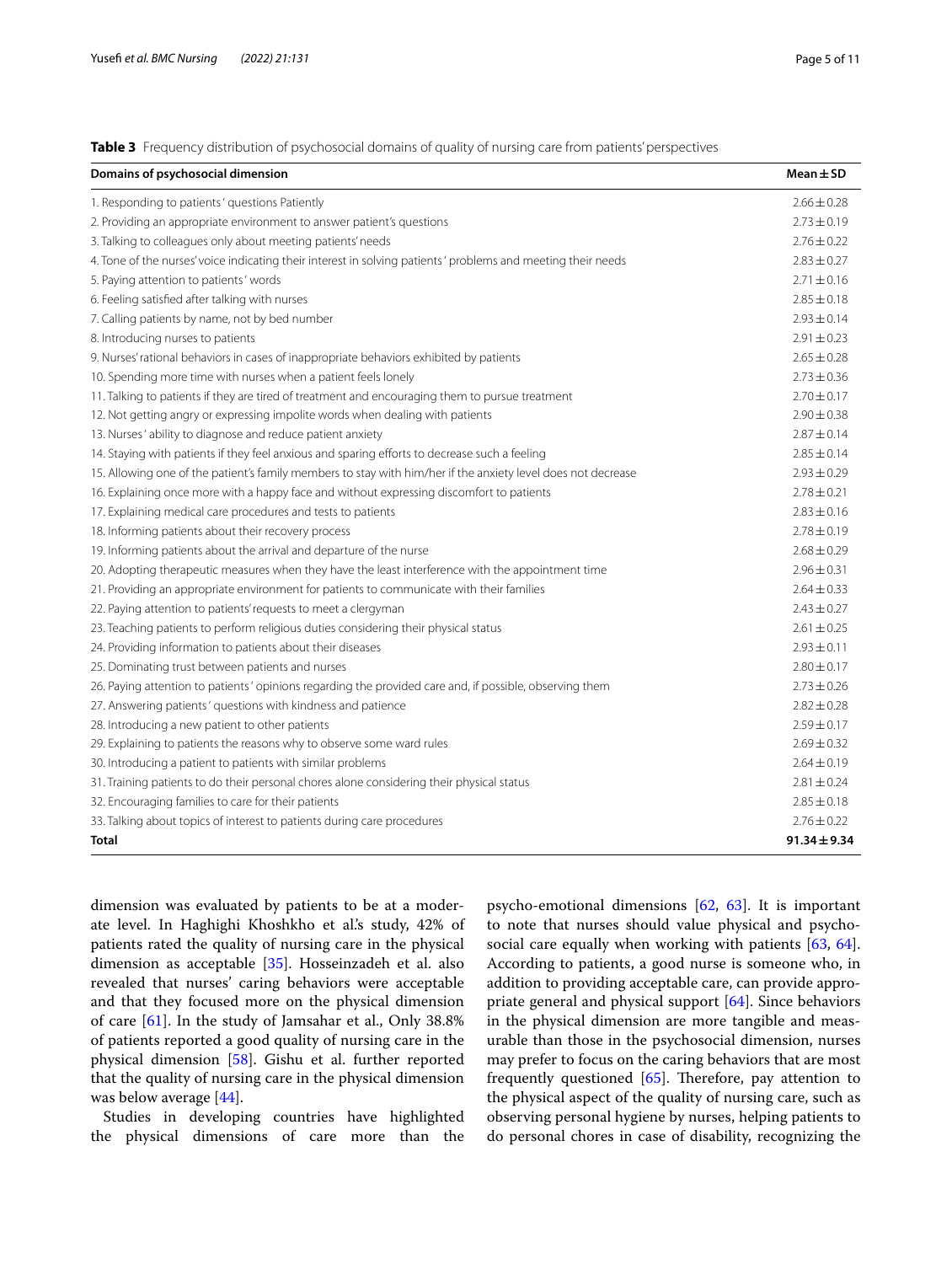**Table 3** Frequency distribution of psychosocial domains of quality of nursing care from patients' perspectives

| Domains of psychosocial dimension | Mean ± SD |
|---|---|
| 1. Responding to patients' questions Patiently | 2.66 ± 0.28 |
| 2. Providing an appropriate environment to answer patient's questions | 2.73 ± 0.19 |
| 3. Talking to colleagues only about meeting patients' needs | 2.76 ± 0.22 |
| 4. Tone of the nurses' voice indicating their interest in solving patients' problems and meeting their needs | 2.83 ± 0.27 |
| 5. Paying attention to patients' words | 2.71 ± 0.16 |
| 6. Feeling satisfied after talking with nurses | 2.85 ± 0.18 |
| 7. Calling patients by name, not by bed number | 2.93 ± 0.14 |
| 8. Introducing nurses to patients | 2.91 ± 0.23 |
| 9. Nurses' rational behaviors in cases of inappropriate behaviors exhibited by patients | 2.65 ± 0.28 |
| 10. Spending more time with nurses when a patient feels lonely | 2.73 ± 0.36 |
| 11. Talking to patients if they are tired of treatment and encouraging them to pursue treatment | 2.70 ± 0.17 |
| 12. Not getting angry or expressing impolite words when dealing with patients | 2.90 ± 0.38 |
| 13. Nurses' ability to diagnose and reduce patient anxiety | 2.87 ± 0.14 |
| 14. Staying with patients if they feel anxious and sparing efforts to decrease such a feeling | 2.85 ± 0.14 |
| 15. Allowing one of the patient's family members to stay with him/her if the anxiety level does not decrease | 2.93 ± 0.29 |
| 16. Explaining once more with a happy face and without expressing discomfort to patients | 2.78 ± 0.21 |
| 17. Explaining medical care procedures and tests to patients | 2.83 ± 0.16 |
| 18. Informing patients about their recovery process | 2.78 ± 0.19 |
| 19. Informing patients about the arrival and departure of the nurse | 2.68 ± 0.29 |
| 20. Adopting therapeutic measures when they have the least interference with the appointment time | 2.96 ± 0.31 |
| 21. Providing an appropriate environment for patients to communicate with their families | 2.64 ± 0.33 |
| 22. Paying attention to patients' requests to meet a clergyman | 2.43 ± 0.27 |
| 23. Teaching patients to perform religious duties considering their physical status | 2.61 ± 0.25 |
| 24. Providing information to patients about their diseases | 2.93 ± 0.11 |
| 25. Dominating trust between patients and nurses | 2.80 ± 0.17 |
| 26. Paying attention to patients' opinions regarding the provided care and, if possible, observing them | 2.73 ± 0.26 |
| 27. Answering patients' questions with kindness and patience | 2.82 ± 0.28 |
| 28. Introducing a new patient to other patients | 2.59 ± 0.17 |
| 29. Explaining to patients the reasons why to observe some ward rules | 2.69 ± 0.32 |
| 30. Introducing a patient to patients with similar problems | 2.64 ± 0.19 |
| 31. Training patients to do their personal chores alone considering their physical status | 2.81 ± 0.24 |
| 32. Encouraging families to care for their patients | 2.85 ± 0.18 |
| 33. Talking about topics of interest to patients during care procedures | 2.76 ± 0.22 |
| **Total** | **91.34 ± 9.34** |

dimension was evaluated by patients to be at a moderate level. In Haghighi Khoshkho et al.'s study, 42% of patients rated the quality of nursing care in the physical dimension as acceptable [35]. Hosseinzadeh et al. also revealed that nurses' caring behaviors were acceptable and that they focused more on the physical dimension of care [61]. In the study of Jamsahar et al., Only 38.8% of patients reported a good quality of nursing care in the physical dimension [58]. Gishu et al. further reported that the quality of nursing care in the physical dimension was below average [44].

Studies in developing countries have highlighted the physical dimensions of care more than the psycho-emotional dimensions [62, 63]. It is important to note that nurses should value physical and psychosocial care equally when working with patients [63, 64]. According to patients, a good nurse is someone who, in addition to providing acceptable care, can provide appropriate general and physical support [64]. Since behaviors in the physical dimension are more tangible and measurable than those in the psychosocial dimension, nurses may prefer to focus on the caring behaviors that are most frequently questioned [65]. Therefore, pay attention to the physical aspect of the quality of nursing care, such as observing personal hygiene by nurses, helping patients to do personal chores in case of disability, recognizing the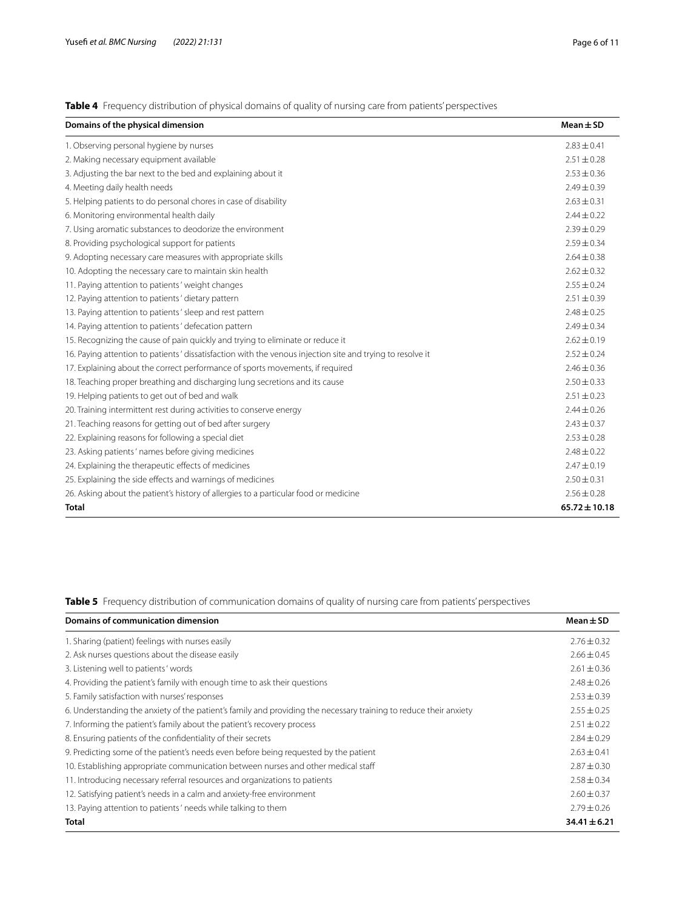**Table 4** Frequency distribution of physical domains of quality of nursing care from patients' perspectives

| Domains of the physical dimension | Mean ± SD |
|---|---|
| 1. Observing personal hygiene by nurses | 2.83 ± 0.41 |
| 2. Making necessary equipment available | 2.51 ± 0.28 |
| 3. Adjusting the bar next to the bed and explaining about it | 2.53 ± 0.36 |
| 4. Meeting daily health needs | 2.49 ± 0.39 |
| 5. Helping patients to do personal chores in case of disability | 2.63 ± 0.31 |
| 6. Monitoring environmental health daily | 2.44 ± 0.22 |
| 7. Using aromatic substances to deodorize the environment | 2.39 ± 0.29 |
| 8. Providing psychological support for patients | 2.59 ± 0.34 |
| 9. Adopting necessary care measures with appropriate skills | 2.64 ± 0.38 |
| 10. Adopting the necessary care to maintain skin health | 2.62 ± 0.32 |
| 11. Paying attention to patients' weight changes | 2.55 ± 0.24 |
| 12. Paying attention to patients' dietary pattern | 2.51 ± 0.39 |
| 13. Paying attention to patients' sleep and rest pattern | 2.48 ± 0.25 |
| 14. Paying attention to patients' defecation pattern | 2.49 ± 0.34 |
| 15. Recognizing the cause of pain quickly and trying to eliminate or reduce it | 2.62 ± 0.19 |
| 16. Paying attention to patients' dissatisfaction with the venous injection site and trying to resolve it | 2.52 ± 0.24 |
| 17. Explaining about the correct performance of sports movements, if required | 2.46 ± 0.36 |
| 18. Teaching proper breathing and discharging lung secretions and its cause | 2.50 ± 0.33 |
| 19. Helping patients to get out of bed and walk | 2.51 ± 0.23 |
| 20. Training intermittent rest during activities to conserve energy | 2.44 ± 0.26 |
| 21. Teaching reasons for getting out of bed after surgery | 2.43 ± 0.37 |
| 22. Explaining reasons for following a special diet | 2.53 ± 0.28 |
| 23. Asking patients' names before giving medicines | 2.48 ± 0.22 |
| 24. Explaining the therapeutic effects of medicines | 2.47 ± 0.19 |
| 25. Explaining the side effects and warnings of medicines | 2.50 ± 0.31 |
| 26. Asking about the patient's history of allergies to a particular food or medicine | 2.56 ± 0.28 |
| **Total** | **65.72 ± 10.18** |

**Table 5** Frequency distribution of communication domains of quality of nursing care from patients' perspectives

| Domains of communication dimension | Mean ± SD |
|---|---|
| 1. Sharing (patient) feelings with nurses easily | 2.76 ± 0.32 |
| 2. Ask nurses questions about the disease easily | 2.66 ± 0.45 |
| 3. Listening well to patients' words | 2.61 ± 0.36 |
| 4. Providing the patient's family with enough time to ask their questions | 2.48 ± 0.26 |
| 5. Family satisfaction with nurses' responses | 2.53 ± 0.39 |
| 6. Understanding the anxiety of the patient's family and providing the necessary training to reduce their anxiety | 2.55 ± 0.25 |
| 7. Informing the patient's family about the patient's recovery process | 2.51 ± 0.22 |
| 8. Ensuring patients of the confidentiality of their secrets | 2.84 ± 0.29 |
| 9. Predicting some of the patient's needs even before being requested by the patient | 2.63 ± 0.41 |
| 10. Establishing appropriate communication between nurses and other medical staff | 2.87 ± 0.30 |
| 11. Introducing necessary referral resources and organizations to patients | 2.58 ± 0.34 |
| 12. Satisfying patient's needs in a calm and anxiety-free environment | 2.60 ± 0.37 |
| 13. Paying attention to patients' needs while talking to them | 2.79 ± 0.26 |
| **Total** | **34.41 ± 6.21** |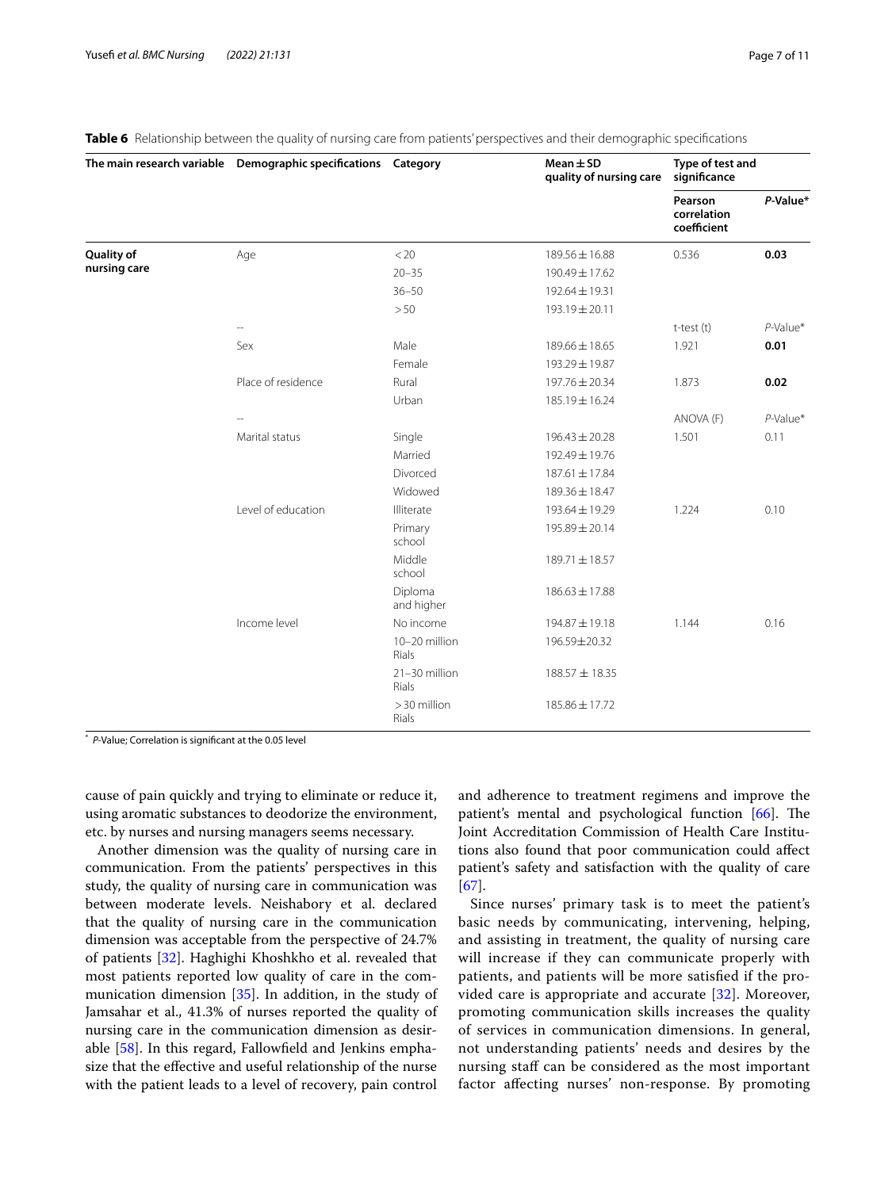**Table 6** Relationship between the quality of nursing care from patients' perspectives and their demographic specifications

| The main research variable | Demographic specifications | Category | Mean ± SD quality of nursing care | Type of test and significance | |
|---|---|---|---|---|---|
| | | | | Pearson correlation coefficient | *P*-Value* |
| **Quality of nursing care** | Age | < 20 | 189.56 ± 16.88 | 0.536 | **0.03** |
| | | 20–35 | 190.49 ± 17.62 | | |
| | | 36–50 | 192.64 ± 19.31 | | |
| | | > 50 | 193.19 ± 20.11 | | |
| | -- | | | t-test (t) | *P*-Value* |
| | Sex | Male | 189.66 ± 18.65 | 1.921 | **0.01** |
| | | Female | 193.29 ± 19.87 | | |
| | Place of residence | Rural | 197.76 ± 20.34 | 1.873 | **0.02** |
| | | Urban | 185.19 ± 16.24 | | |
| | -- | | | ANOVA (F) | *P*-Value* |
| | Marital status | Single | 196.43 ± 20.28 | 1.501 | 0.11 |
| | | Married | 192.49 ± 19.76 | | |
| | | Divorced | 187.61 ± 17.84 | | |
| | | Widowed | 189.36 ± 18.47 | | |
| | Level of education | Illiterate | 193.64 ± 19.29 | 1.224 | 0.10 |
| | | Primary school | 195.89 ± 20.14 | | |
| | | Middle school | 189.71 ± 18.57 | | |
| | | Diploma and higher | 186.63 ± 17.88 | | |
| | Income level | No income | 194.87 ± 19.18 | 1.144 | 0.16 |
| | | 10–20 million Rials | 196.59±20.32 | | |
| | | 21–30 million Rials | 188.57 ± 18.35 | | |
| | | > 30 million Rials | 185.86 ± 17.72 | | |

\* *P*-Value; Correlation is significant at the 0.05 level

cause of pain quickly and trying to eliminate or reduce it, using aromatic substances to deodorize the environment, etc. by nurses and nursing managers seems necessary.

Another dimension was the quality of nursing care in communication. From the patients' perspectives in this study, the quality of nursing care in communication was between moderate levels. Neishabory et al. declared that the quality of nursing care in the communication dimension was acceptable from the perspective of 24.7% of patients [32]. Haghighi Khoshkho et al. revealed that most patients reported low quality of care in the communication dimension [35]. In addition, in the study of Jamsahar et al., 41.3% of nurses reported the quality of nursing care in the communication dimension as desirable [58]. In this regard, Fallowfield and Jenkins emphasize that the effective and useful relationship of the nurse with the patient leads to a level of recovery, pain control and adherence to treatment regimens and improve the patient's mental and psychological function [66]. The Joint Accreditation Commission of Health Care Institutions also found that poor communication could affect patient's safety and satisfaction with the quality of care [67].

Since nurses' primary task is to meet the patient's basic needs by communicating, intervening, helping, and assisting in treatment, the quality of nursing care will increase if they can communicate properly with patients, and patients will be more satisfied if the provided care is appropriate and accurate [32]. Moreover, promoting communication skills increases the quality of services in communication dimensions. In general, not understanding patients' needs and desires by the nursing staff can be considered as the most important factor affecting nurses' non-response. By promoting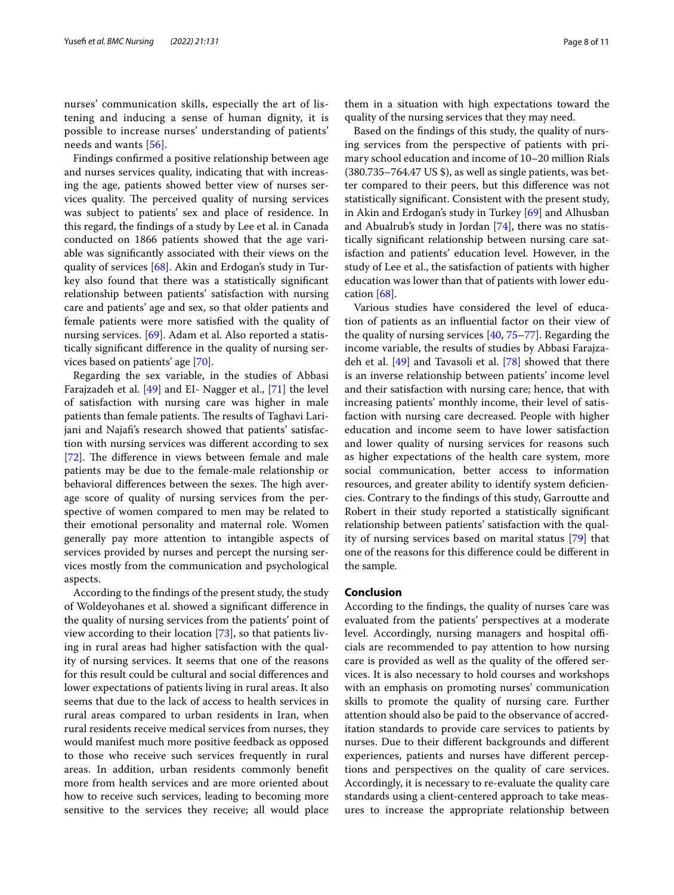nurses' communication skills, especially the art of listening and inducing a sense of human dignity, it is possible to increase nurses' understanding of patients' needs and wants [56].

Findings confirmed a positive relationship between age and nurses services quality, indicating that with increasing the age, patients showed better view of nurses services quality. The perceived quality of nursing services was subject to patients' sex and place of residence. In this regard, the findings of a study by Lee et al. in Canada conducted on 1866 patients showed that the age variable was significantly associated with their views on the quality of services [68]. Akin and Erdogan's study in Turkey also found that there was a statistically significant relationship between patients' satisfaction with nursing care and patients' age and sex, so that older patients and female patients were more satisfied with the quality of nursing services. [69]. Adam et al. Also reported a statistically significant difference in the quality of nursing services based on patients' age [70].

Regarding the sex variable, in the studies of Abbasi Farajzadeh et al. [49] and EI- Nagger et al., [71] the level of satisfaction with nursing care was higher in male patients than female patients. The results of Taghavi Larijani and Najafi's research showed that patients' satisfaction with nursing services was different according to sex [72]. The difference in views between female and male patients may be due to the female-male relationship or behavioral differences between the sexes. The high average score of quality of nursing services from the perspective of women compared to men may be related to their emotional personality and maternal role. Women generally pay more attention to intangible aspects of services provided by nurses and percept the nursing services mostly from the communication and psychological aspects.

According to the findings of the present study, the study of Woldeyohanes et al. showed a significant difference in the quality of nursing services from the patients' point of view according to their location [73], so that patients living in rural areas had higher satisfaction with the quality of nursing services. It seems that one of the reasons for this result could be cultural and social differences and lower expectations of patients living in rural areas. It also seems that due to the lack of access to health services in rural areas compared to urban residents in Iran, when rural residents receive medical services from nurses, they would manifest much more positive feedback as opposed to those who receive such services frequently in rural areas. In addition, urban residents commonly benefit more from health services and are more oriented about how to receive such services, leading to becoming more sensitive to the services they receive; all would place them in a situation with high expectations toward the quality of the nursing services that they may need.

Based on the findings of this study, the quality of nursing services from the perspective of patients with primary school education and income of 10–20 million Rials (380.735–764.47 US $), as well as single patients, was better compared to their peers, but this difference was not statistically significant. Consistent with the present study, in Akin and Erdogan's study in Turkey [69] and Alhusban and Abualrub's study in Jordan [74], there was no statistically significant relationship between nursing care satisfaction and patients' education level. However, in the study of Lee et al., the satisfaction of patients with higher education was lower than that of patients with lower education [68].

Various studies have considered the level of education of patients as an influential factor on their view of the quality of nursing services [40, 75–77]. Regarding the income variable, the results of studies by Abbasi Farajzadeh et al. [49] and Tavasoli et al. [78] showed that there is an inverse relationship between patients' income level and their satisfaction with nursing care; hence, that with increasing patients' monthly income, their level of satisfaction with nursing care decreased. People with higher education and income seem to have lower satisfaction and lower quality of nursing services for reasons such as higher expectations of the health care system, more social communication, better access to information resources, and greater ability to identify system deficiencies. Contrary to the findings of this study, Garroutte and Robert in their study reported a statistically significant relationship between patients' satisfaction with the quality of nursing services based on marital status [79] that one of the reasons for this difference could be different in the sample.

## Conclusion

According to the findings, the quality of nurses 'care was evaluated from the patients' perspectives at a moderate level. Accordingly, nursing managers and hospital officials are recommended to pay attention to how nursing care is provided as well as the quality of the offered services. It is also necessary to hold courses and workshops with an emphasis on promoting nurses' communication skills to promote the quality of nursing care. Further attention should also be paid to the observance of accreditation standards to provide care services to patients by nurses. Due to their different backgrounds and different experiences, patients and nurses have different perceptions and perspectives on the quality of care services. Accordingly, it is necessary to re-evaluate the quality care standards using a client-centered approach to take measures to increase the appropriate relationship between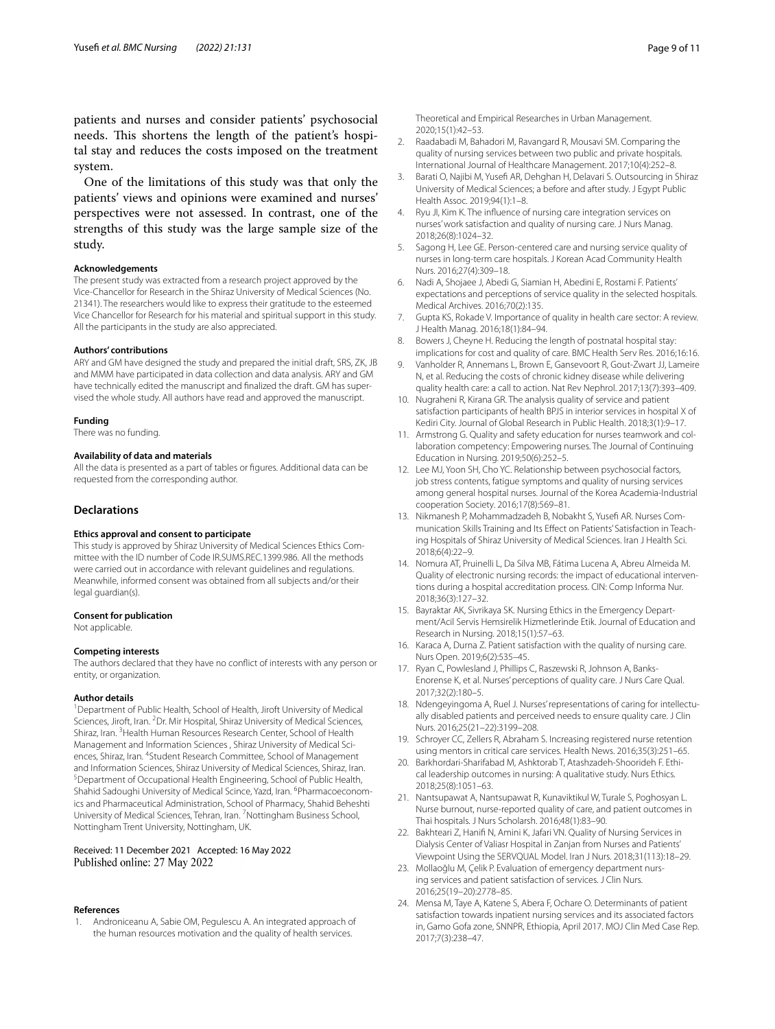patients and nurses and consider patients' psychosocial needs. This shortens the length of the patient's hospital stay and reduces the costs imposed on the treatment system.

One of the limitations of this study was that only the patients' views and opinions were examined and nurses' perspectives were not assessed. In contrast, one of the strengths of this study was the large sample size of the study.

#### Acknowledgements

The present study was extracted from a research project approved by the Vice-Chancellor for Research in the Shiraz University of Medical Sciences (No. 21341). The researchers would like to express their gratitude to the esteemed Vice Chancellor for Research for his material and spiritual support in this study. All the participants in the study are also appreciated.

#### Authors' contributions

ARY and GM have designed the study and prepared the initial draft, SRS, ZK, JB and MMM have participated in data collection and data analysis. ARY and GM have technically edited the manuscript and finalized the draft. GM has supervised the whole study. All authors have read and approved the manuscript.

#### Funding

There was no funding.

#### Availability of data and materials

All the data is presented as a part of tables or figures. Additional data can be requested from the corresponding author.

## Declarations

#### Ethics approval and consent to participate

This study is approved by Shiraz University of Medical Sciences Ethics Committee with the ID number of Code IR.SUMS.REC.1399.986. All the methods were carried out in accordance with relevant guidelines and regulations. Meanwhile, informed consent was obtained from all subjects and/or their legal guardian(s).

#### Consent for publication

Not applicable.

#### Competing interests

The authors declared that they have no conflict of interests with any person or entity, or organization.

#### Author details

[1]Department of Public Health, School of Health, Jiroft University of Medical Sciences, Jiroft, Iran. [2]Dr. Mir Hospital, Shiraz University of Medical Sciences, Shiraz, Iran. [3]Health Human Resources Research Center, School of Health Management and Information Sciences , Shiraz University of Medical Sciences, Shiraz, Iran. [4]Student Research Committee, School of Management and Information Sciences, Shiraz University of Medical Sciences, Shiraz, Iran. [5]Department of Occupational Health Engineering, School of Public Health, Shahid Sadoughi University of Medical Scince, Yazd, Iran. [6]Pharmacoeconomics and Pharmaceutical Administration, School of Pharmacy, Shahid Beheshti University of Medical Sciences, Tehran, Iran. [7]Nottingham Business School, Nottingham Trent University, Nottingham, UK.

Received: 11 December 2021 Accepted: 16 May 2022
Published online: 27 May 2022

#### References

1. Androniceanu A, Sabie OM, Pegulescu A. An integrated approach of the human resources motivation and the quality of health services. Theoretical and Empirical Researches in Urban Management. 2020;15(1):42–53.
2. Raadabadi M, Bahadori M, Ravangard R, Mousavi SM. Comparing the quality of nursing services between two public and private hospitals. International Journal of Healthcare Management. 2017;10(4):252–8.
3. Barati O, Najibi M, Yusefi AR, Dehghan H, Delavari S. Outsourcing in Shiraz University of Medical Sciences; a before and after study. J Egypt Public Health Assoc. 2019;94(1):1–8.
4. Ryu JI, Kim K. The influence of nursing care integration services on nurses' work satisfaction and quality of nursing care. J Nurs Manag. 2018;26(8):1024–32.
5. Sagong H, Lee GE. Person-centered care and nursing service quality of nurses in long-term care hospitals. J Korean Acad Community Health Nurs. 2016;27(4):309–18.
6. Nadi A, Shojaee J, Abedi G, Siamian H, Abedini E, Rostami F. Patients' expectations and perceptions of service quality in the selected hospitals. Medical Archives. 2016;70(2):135.
7. Gupta KS, Rokade V. Importance of quality in health care sector: A review. J Health Manag. 2016;18(1):84–94.
8. Bowers J, Cheyne H. Reducing the length of postnatal hospital stay: implications for cost and quality of care. BMC Health Serv Res. 2016;16:16.
9. Vanholder R, Annemans L, Brown E, Gansevoort R, Gout-Zwart JJ, Lameire N, et al. Reducing the costs of chronic kidney disease while delivering quality health care: a call to action. Nat Rev Nephrol. 2017;13(7):393–409.
10. Nugraheni R, Kirana GR. The analysis quality of service and patient satisfaction participants of health BPJS in interior services in hospital X of Kediri City. Journal of Global Research in Public Health. 2018;3(1):9–17.
11. Armstrong G. Quality and safety education for nurses teamwork and collaboration competency: Empowering nurses. The Journal of Continuing Education in Nursing. 2019;50(6):252–5.
12. Lee MJ, Yoon SH, Cho YC. Relationship between psychosocial factors, job stress contents, fatigue symptoms and quality of nursing services among general hospital nurses. Journal of the Korea Academia-Industrial cooperation Society. 2016;17(8):569–81.
13. Nikmanesh P, Mohammadzadeh B, Nobakht S, Yusefi AR. Nurses Communication Skills Training and Its Effect on Patients' Satisfaction in Teaching Hospitals of Shiraz University of Medical Sciences. Iran J Health Sci. 2018;6(4):22–9.
14. Nomura AT, Pruinelli L, Da Silva MB, Fátima Lucena A, Abreu Almeida M. Quality of electronic nursing records: the impact of educational interventions during a hospital accreditation process. CIN: Comp Informa Nur. 2018;36(3):127–32.
15. Bayraktar AK, Sivrikaya SK. Nursing Ethics in the Emergency Department/Acil Servis Hemsirelik Hizmetlerinde Etik. Journal of Education and Research in Nursing. 2018;15(1):57–63.
16. Karaca A, Durna Z. Patient satisfaction with the quality of nursing care. Nurs Open. 2019;6(2):535–45.
17. Ryan C, Powlesland J, Phillips C, Raszewski R, Johnson A, Banks-Enorense K, et al. Nurses' perceptions of quality care. J Nurs Care Qual. 2017;32(2):180–5.
18. Ndengeyingoma A, Ruel J. Nurses' representations of caring for intellectually disabled patients and perceived needs to ensure quality care. J Clin Nurs. 2016;25(21–22):3199–208.
19. Schroyer CC, Zellers R, Abraham S. Increasing registered nurse retention using mentors in critical care services. Health News. 2016;35(3):251–65.
20. Barkhordari-Sharifabad M, Ashktorab T, Atashzadeh-Shoorideh F. Ethical leadership outcomes in nursing: A qualitative study. Nurs Ethics. 2018;25(8):1051–63.
21. Nantsupawat A, Nantsupawat R, Kunaviktikul W, Turale S, Poghosyan L. Nurse burnout, nurse-reported quality of care, and patient outcomes in Thai hospitals. J Nurs Scholarsh. 2016;48(1):83–90.
22. Bakhteari Z, Hanifi N, Amini K, Jafari VN. Quality of Nursing Services in Dialysis Center of Valiasr Hospital in Zanjan from Nurses and Patients' Viewpoint Using the SERVQUAL Model. Iran J Nurs. 2018;31(113):18–29.
23. Mollaoğlu M, Çelik P. Evaluation of emergency department nursing services and patient satisfaction of services. J Clin Nurs. 2016;25(19–20):2778–85.
24. Mensa M, Taye A, Katene S, Abera F, Ochare O. Determinants of patient satisfaction towards inpatient nursing services and its associated factors in, Gamo Gofa zone, SNNPR, Ethiopia, April 2017. MOJ Clin Med Case Rep. 2017;7(3):238–47.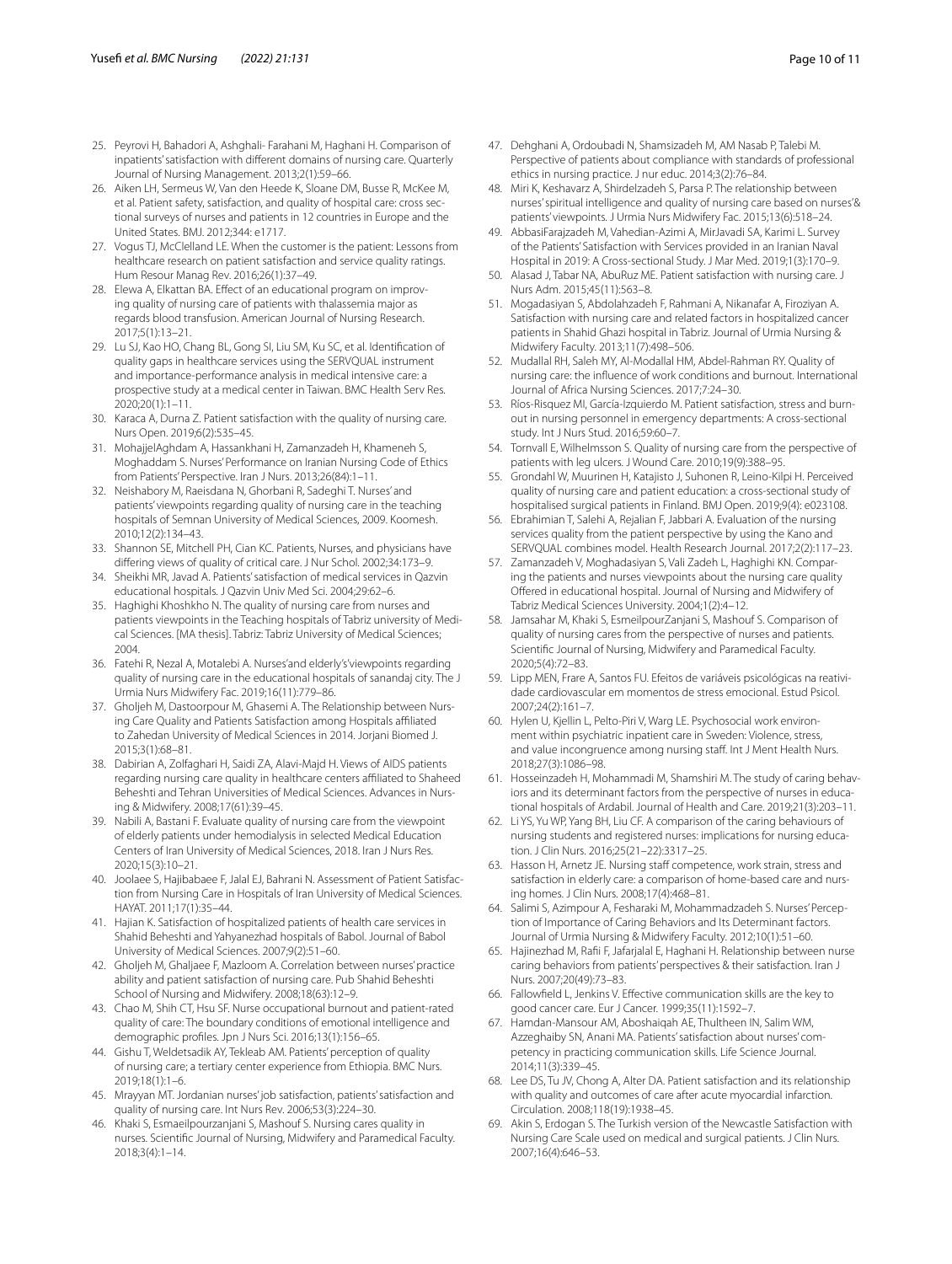25. Peyrovi H, Bahadori A, Ashghali- Farahani M, Haghani H. Comparison of inpatients' satisfaction with different domains of nursing care. Quarterly Journal of Nursing Management. 2013;2(1):59–66.
26. Aiken LH, Sermeus W, Van den Heede K, Sloane DM, Busse R, McKee M, et al. Patient safety, satisfaction, and quality of hospital care: cross sectional surveys of nurses and patients in 12 countries in Europe and the United States. BMJ. 2012;344: e1717.
27. Vogus TJ, McClelland LE. When the customer is the patient: Lessons from healthcare research on patient satisfaction and service quality ratings. Hum Resour Manag Rev. 2016;26(1):37–49.
28. Elewa A, Elkattan BA. Effect of an educational program on improving quality of nursing care of patients with thalassemia major as regards blood transfusion. American Journal of Nursing Research. 2017;5(1):13–21.
29. Lu SJ, Kao HO, Chang BL, Gong SI, Liu SM, Ku SC, et al. Identification of quality gaps in healthcare services using the SERVQUAL instrument and importance-performance analysis in medical intensive care: a prospective study at a medical center in Taiwan. BMC Health Serv Res. 2020;20(1):1–11.
30. Karaca A, Durna Z. Patient satisfaction with the quality of nursing care. Nurs Open. 2019;6(2):535–45.
31. MohajjelAghdam A, Hassankhani H, Zamanzadeh H, Khameneh S, Moghaddam S. Nurses' Performance on Iranian Nursing Code of Ethics from Patients' Perspective. Iran J Nurs. 2013;26(84):1–11.
32. Neishabory M, Raeisdana N, Ghorbani R, Sadeghi T. Nurses' and patients' viewpoints regarding quality of nursing care in the teaching hospitals of Semnan University of Medical Sciences, 2009. Koomesh. 2010;12(2):134–43.
33. Shannon SE, Mitchell PH, Cian KC. Patients, Nurses, and physicians have differing views of quality of critical care. J Nur Schol. 2002;34:173–9.
34. Sheikhi MR, Javad A. Patients' satisfaction of medical services in Qazvin educational hospitals. J Qazvin Univ Med Sci. 2004;29:62–6.
35. Haghighi Khoshkho N. The quality of nursing care from nurses and patients viewpoints in the Teaching hospitals of Tabriz university of Medical Sciences. [MA thesis]. Tabriz: Tabriz University of Medical Sciences; 2004.
36. Fatehi R, Nezal A, Motalebi A. Nurses'and elderly's'viewpoints regarding quality of nursing care in the educational hospitals of sanandaj city. The J Urmia Nurs Midwifery Fac. 2019;16(11):779–86.
37. Gholjeh M, Dastoorpour M, Ghasemi A. The Relationship between Nursing Care Quality and Patients Satisfaction among Hospitals affiliated to Zahedan University of Medical Sciences in 2014. Jorjani Biomed J. 2015;3(1):68–81.
38. Dabirian A, Zolfaghari H, Saidi ZA, Alavi-Majd H. Views of AIDS patients regarding nursing care quality in healthcare centers affiliated to Shaheed Beheshti and Tehran Universities of Medical Sciences. Advances in Nursing & Midwifery. 2008;17(61):39–45.
39. Nabili A, Bastani F. Evaluate quality of nursing care from the viewpoint of elderly patients under hemodialysis in selected Medical Education Centers of Iran University of Medical Sciences, 2018. Iran J Nurs Res. 2020;15(3):10–21.
40. Joolaee S, Hajibabaee F, Jalal EJ, Bahrani N. Assessment of Patient Satisfaction from Nursing Care in Hospitals of Iran University of Medical Sciences. HAYAT. 2011;17(1):35–44.
41. Hajian K. Satisfaction of hospitalized patients of health care services in Shahid Beheshti and Yahyanezhad hospitals of Babol. Journal of Babol University of Medical Sciences. 2007;9(2):51–60.
42. Gholjeh M, Ghaljaee F, Mazloom A. Correlation between nurses' practice ability and patient satisfaction of nursing care. Pub Shahid Beheshti School of Nursing and Midwifery. 2008;18(63):12–9.
43. Chao M, Shih CT, Hsu SF. Nurse occupational burnout and patient-rated quality of care: The boundary conditions of emotional intelligence and demographic profiles. Jpn J Nurs Sci. 2016;13(1):156–65.
44. Gishu T, Weldetsadik AY, Tekleab AM. Patients' perception of quality of nursing care; a tertiary center experience from Ethiopia. BMC Nurs. 2019;18(1):1–6.
45. Mrayyan MT. Jordanian nurses' job satisfaction, patients' satisfaction and quality of nursing care. Int Nurs Rev. 2006;53(3):224–30.
46. Khaki S, Esmaeilpourzanjani S, Mashouf S. Nursing cares quality in nurses. Scientific Journal of Nursing, Midwifery and Paramedical Faculty. 2018;3(4):1–14.
47. Dehghani A, Ordoubadi N, Shamsizadeh M, AM Nasab P, Talebi M. Perspective of patients about compliance with standards of professional ethics in nursing practice. J nur educ. 2014;3(2):76–84.
48. Miri K, Keshavarz A, Shirdelzadeh S, Parsa P. The relationship between nurses' spiritual intelligence and quality of nursing care based on nurses'& patients' viewpoints. J Urmia Nurs Midwifery Fac. 2015;13(6):518–24.
49. AbbasiFarajzadeh M, Vahedian-Azimi A, MirJavadi SA, Karimi L. Survey of the Patients' Satisfaction with Services provided in an Iranian Naval Hospital in 2019: A Cross-sectional Study. J Mar Med. 2019;1(3):170–9.
50. Alasad J, Tabar NA, AbuRuz ME. Patient satisfaction with nursing care. J Nurs Adm. 2015;45(11):563–8.
51. Mogadasiyan S, Abdolahzadeh F, Rahmani A, Nikanafar A, Firoziyan A. Satisfaction with nursing care and related factors in hospitalized cancer patients in Shahid Ghazi hospital in Tabriz. Journal of Urmia Nursing & Midwifery Faculty. 2013;11(7):498–506.
52. Mudallal RH, Saleh MY, Al-Modallal HM, Abdel-Rahman RY. Quality of nursing care: the influence of work conditions and burnout. International Journal of Africa Nursing Sciences. 2017;7:24–30.
53. Ríos-Risquez MI, García-Izquierdo M. Patient satisfaction, stress and burnout in nursing personnel in emergency departments: A cross-sectional study. Int J Nurs Stud. 2016;59:60–7.
54. Tornvall E, Wilhelmsson S. Quality of nursing care from the perspective of patients with leg ulcers. J Wound Care. 2010;19(9):388–95.
55. Grondahl W, Muurinen H, Katajisto J, Suhonen R, Leino-Kilpi H. Perceived quality of nursing care and patient education: a cross-sectional study of hospitalised surgical patients in Finland. BMJ Open. 2019;9(4): e023108.
56. Ebrahimian T, Salehi A, Rejalian F, Jabbari A. Evaluation of the nursing services quality from the patient perspective by using the Kano and SERVQUAL combines model. Health Research Journal. 2017;2(2):117–23.
57. Zamanzadeh V, Moghadasiyan S, Vali Zadeh L, Haghighi KN. Comparing the patients and nurses viewpoints about the nursing care quality Offered in educational hospital. Journal of Nursing and Midwifery of Tabriz Medical Sciences University. 2004;1(2):4–12.
58. Jamsahar M, Khaki S, EsmeilpourZanjani S, Mashouf S. Comparison of quality of nursing cares from the perspective of nurses and patients. Scientific Journal of Nursing, Midwifery and Paramedical Faculty. 2020;5(4):72–83.
59. Lipp MEN, Frare A, Santos FU. Efeitos de variáveis psicológicas na reatividade cardiovascular em momentos de stress emocional. Estud Psicol. 2007;24(2):161–7.
60. Hylen U, Kjellin L, Pelto-Piri V, Warg LE. Psychosocial work environment within psychiatric inpatient care in Sweden: Violence, stress, and value incongruence among nursing staff. Int J Ment Health Nurs. 2018;27(3):1086–98.
61. Hosseinzadeh H, Mohammadi M, Shamshiri M. The study of caring behaviors and its determinant factors from the perspective of nurses in educational hospitals of Ardabil. Journal of Health and Care. 2019;21(3):203–11.
62. Li YS, Yu WP, Yang BH, Liu CF. A comparison of the caring behaviours of nursing students and registered nurses: implications for nursing education. J Clin Nurs. 2016;25(21–22):3317–25.
63. Hasson H, Arnetz JE. Nursing staff competence, work strain, stress and satisfaction in elderly care: a comparison of home-based care and nursing homes. J Clin Nurs. 2008;17(4):468–81.
64. Salimi S, Azimpour A, Fesharaki M, Mohammadzadeh S. Nurses' Perception of Importance of Caring Behaviors and Its Determinant factors. Journal of Urmia Nursing & Midwifery Faculty. 2012;10(1):51–60.
65. Hajinezhad M, Rafii F, Jafarjalal E, Haghani H. Relationship between nurse caring behaviors from patients' perspectives & their satisfaction. Iran J Nurs. 2007;20(49):73–83.
66. Fallowfield L, Jenkins V. Effective communication skills are the key to good cancer care. Eur J Cancer. 1999;35(11):1592–7.
67. Hamdan-Mansour AM, Aboshaiqah AE, Thultheen IN, Salim WM, Azzeghaiby SN, Anani MA. Patients' satisfaction about nurses' competency in practicing communication skills. Life Science Journal. 2014;11(3):339–45.
68. Lee DS, Tu JV, Chong A, Alter DA. Patient satisfaction and its relationship with quality and outcomes of care after acute myocardial infarction. Circulation. 2008;118(19):1938–45.
69. Akin S, Erdogan S. The Turkish version of the Newcastle Satisfaction with Nursing Care Scale used on medical and surgical patients. J Clin Nurs. 2007;16(4):646–53.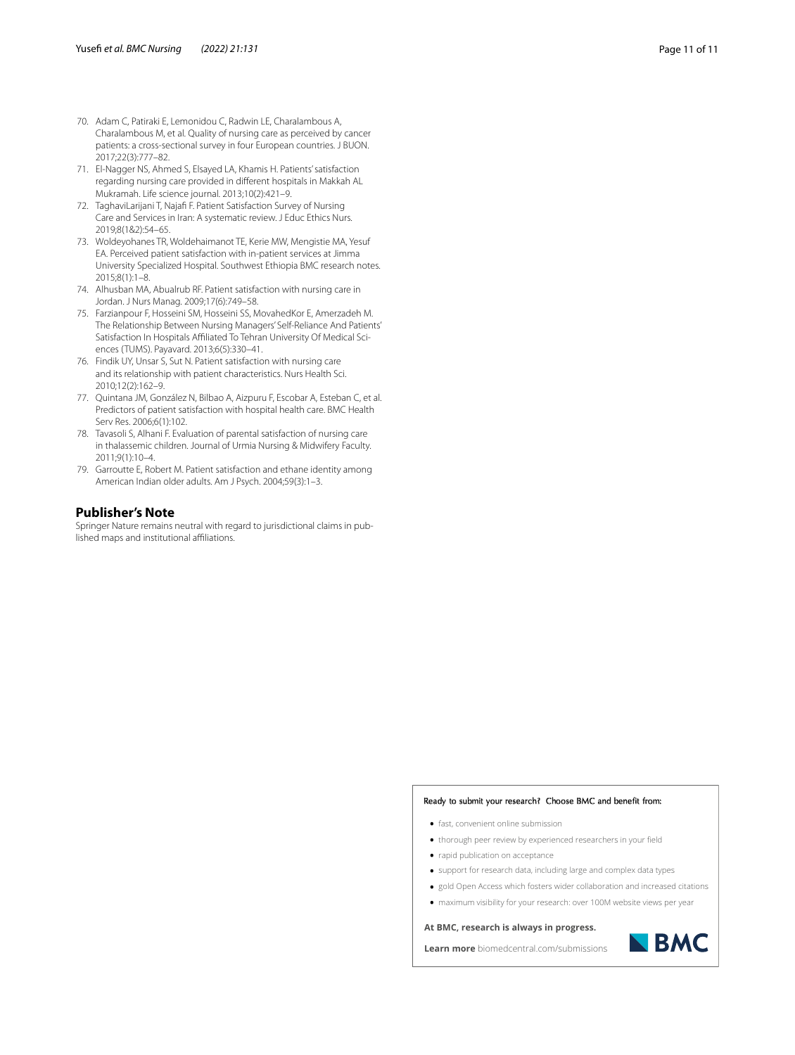70. Adam C, Patiraki E, Lemonidou C, Radwin LE, Charalambous A, Charalambous M, et al. Quality of nursing care as perceived by cancer patients: a cross-sectional survey in four European countries. J BUON. 2017;22(3):777–82.
71. El-Nagger NS, Ahmed S, Elsayed LA, Khamis H. Patients' satisfaction regarding nursing care provided in different hospitals in Makkah AL Mukramah. Life science journal. 2013;10(2):421–9.
72. TaghaviLarijani T, Najafi F. Patient Satisfaction Survey of Nursing Care and Services in Iran: A systematic review. J Educ Ethics Nurs. 2019;8(1&2):54–65.
73. Woldeyohanes TR, Woldehaimanot TE, Kerie MW, Mengistie MA, Yesuf EA. Perceived patient satisfaction with in-patient services at Jimma University Specialized Hospital. Southwest Ethiopia BMC research notes. 2015;8(1):1–8.
74. Alhusban MA, Abualrub RF. Patient satisfaction with nursing care in Jordan. J Nurs Manag. 2009;17(6):749–58.
75. Farzianpour F, Hosseini SM, Hosseini SS, MovahedKor E, Amerzadeh M. The Relationship Between Nursing Managers' Self-Reliance And Patients' Satisfaction In Hospitals Affiliated To Tehran University Of Medical Sciences (TUMS). Payavard. 2013;6(5):330–41.
76. Findik UY, Unsar S, Sut N. Patient satisfaction with nursing care and its relationship with patient characteristics. Nurs Health Sci. 2010;12(2):162–9.
77. Quintana JM, González N, Bilbao A, Aizpuru F, Escobar A, Esteban C, et al. Predictors of patient satisfaction with hospital health care. BMC Health Serv Res. 2006;6(1):102.
78. Tavasoli S, Alhani F. Evaluation of parental satisfaction of nursing care in thalassemic children. Journal of Urmia Nursing & Midwifery Faculty. 2011;9(1):10–4.
79. Garroutte E, Robert M. Patient satisfaction and ethane identity among American Indian older adults. Am J Psych. 2004;59(3):1–3.

## Publisher's Note

Springer Nature remains neutral with regard to jurisdictional claims in published maps and institutional affiliations.

Ready to submit your research? Choose BMC and benefit from:

- fast, convenient online submission
- thorough peer review by experienced researchers in your field
- rapid publication on acceptance
- support for research data, including large and complex data types
- gold Open Access which fosters wider collaboration and increased citations
- maximum visibility for your research: over 100M website views per year

**At BMC, research is always in progress.**

**Learn more** biomedcentral.com/submissions

BMC